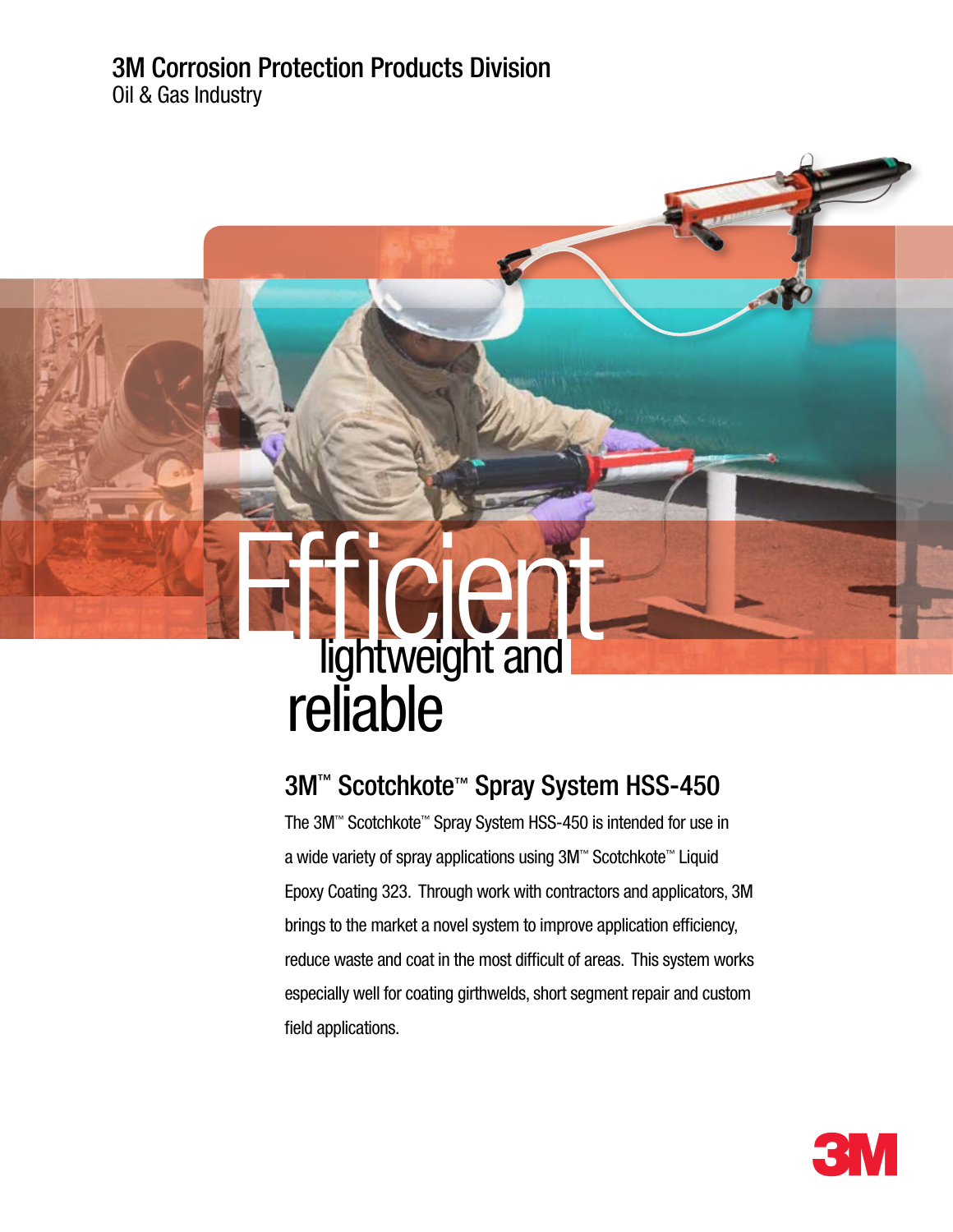3M Corrosion Protection Products Division
Oil & Gas Industry

# Efficient lightweight and reliable

## 3M™ Scotchkote™ Spray System HSS-450

The 3M™ Scotchkote™ Spray System HSS-450 is intended for use in a wide variety of spray applications using 3M™ Scotchkote™ Liquid Epoxy Coating 323. Through work with contractors and applicators, 3M brings to the market a novel system to improve application efficiency, reduce waste and coat in the most difficult of areas. This system works especially well for coating girthwelds, short segment repair and custom field applications.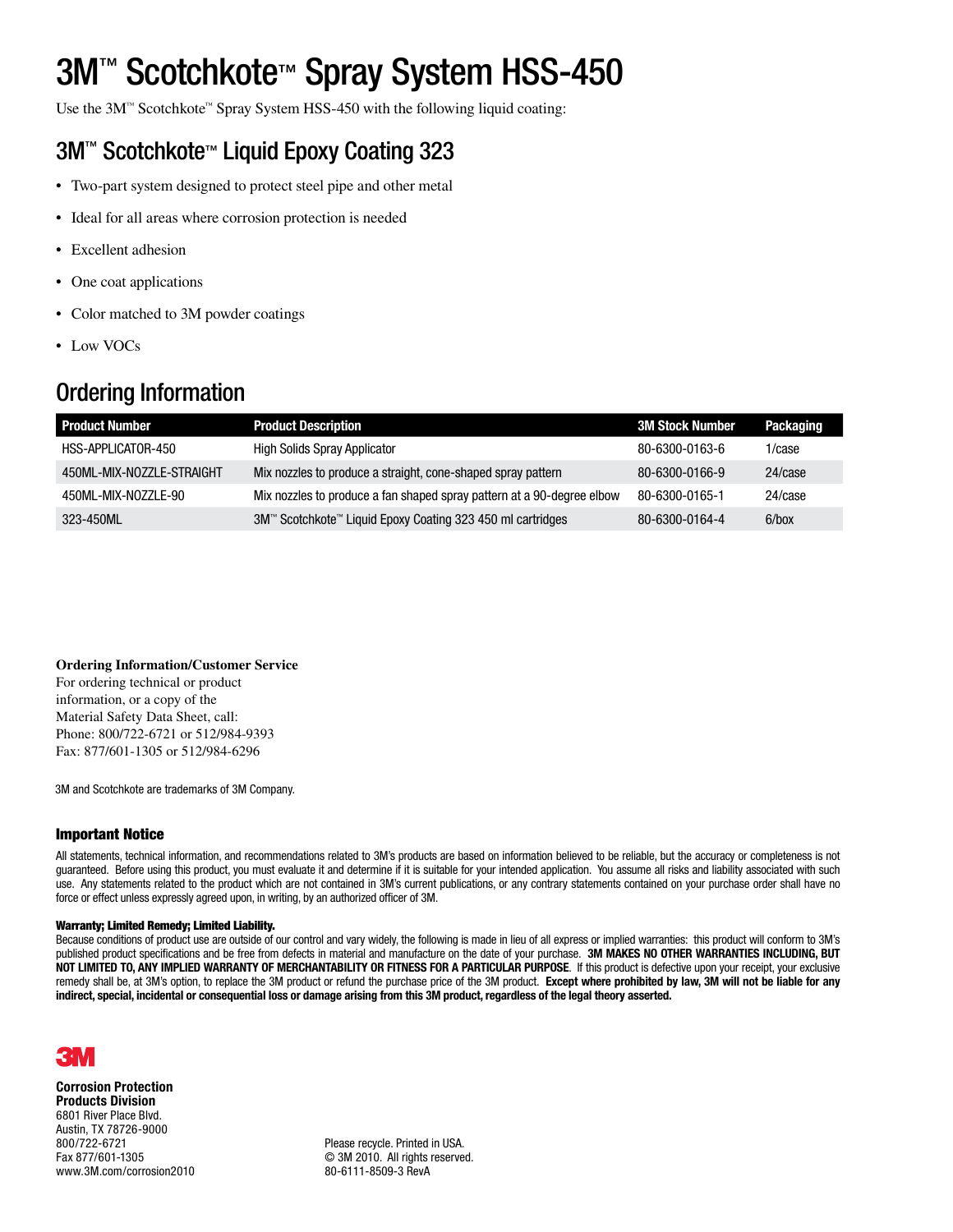# 3M™ Scotchkote™ Spray System HSS-450

Use the 3M™ Scotchkote™ Spray System HSS-450 with the following liquid coating:

## 3M™ Scotchkote™ Liquid Epoxy Coating 323

- Two-part system designed to protect steel pipe and other metal
- Ideal for all areas where corrosion protection is needed
- Excellent adhesion
- One coat applications
- Color matched to 3M powder coatings
- Low VOCs

## Ordering Information

| Product Number | Product Description | 3M Stock Number | Packaging |
|---|---|---|---|
| HSS-APPLICATOR-450 | High Solids Spray Applicator | 80-6300-0163-6 | 1/case |
| 450ML-MIX-NOZZLE-STRAIGHT | Mix nozzles to produce a straight, cone-shaped spray pattern | 80-6300-0166-9 | 24/case |
| 450ML-MIX-NOZZLE-90 | Mix nozzles to produce a fan shaped spray pattern at a 90-degree elbow | 80-6300-0165-1 | 24/case |
| 323-450ML | 3M™ Scotchkote™ Liquid Epoxy Coating 323 450 ml cartridges | 80-6300-0164-4 | 6/box |

**Ordering Information/Customer Service**
For ordering technical or product information, or a copy of the Material Safety Data Sheet, call:
Phone: 800/722-6721 or 512/984-9393
Fax: 877/601-1305 or 512/984-6296

3M and Scotchkote are trademarks of 3M Company.

### Important Notice

All statements, technical information, and recommendations related to 3M's products are based on information believed to be reliable, but the accuracy or completeness is not guaranteed. Before using this product, you must evaluate it and determine if it is suitable for your intended application. You assume all risks and liability associated with such use. Any statements related to the product which are not contained in 3M's current publications, or any contrary statements contained on your purchase order shall have no force or effect unless expressly agreed upon, in writing, by an authorized officer of 3M.

**Warranty; Limited Remedy; Limited Liability.**
Because conditions of product use are outside of our control and vary widely, the following is made in lieu of all express or implied warranties: this product will conform to 3M's published product specifications and be free from defects in material and manufacture on the date of your purchase. **3M MAKES NO OTHER WARRANTIES INCLUDING, BUT NOT LIMITED TO, ANY IMPLIED WARRANTY OF MERCHANTABILITY OR FITNESS FOR A PARTICULAR PURPOSE**. If this product is defective upon your receipt, your exclusive remedy shall be, at 3M's option, to replace the 3M product or refund the purchase price of the 3M product. **Except where prohibited by law, 3M will not be liable for any indirect, special, incidental or consequential loss or damage arising from this 3M product, regardless of the legal theory asserted.**

3M

**Corrosion Protection Products Division**
6801 River Place Blvd.
Austin, TX 78726-9000
800/722-6721
Fax 877/601-1305
www.3M.com/corrosion2010

Please recycle. Printed in USA.
© 3M 2010. All rights reserved.
80-6111-8509-3 RevA